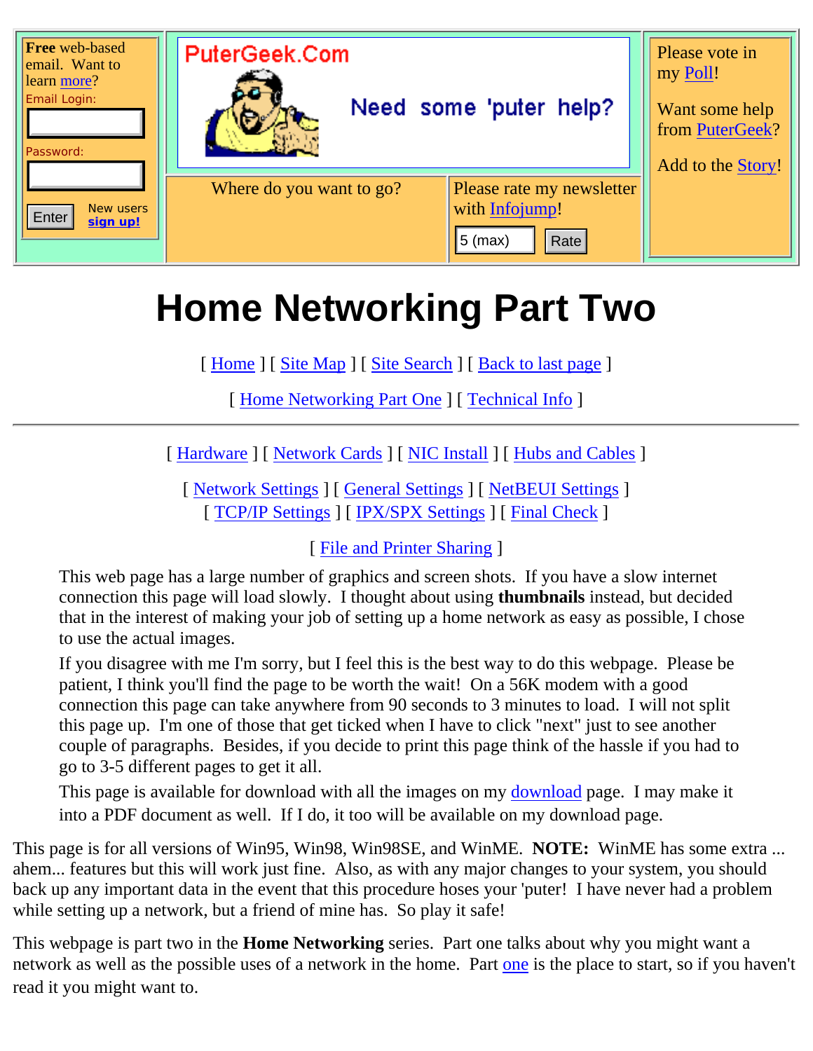**Free** web-based email. Want to learn more?

Email Login:

Password:

Enter New users **sign up!**

PuterGeek.Com

Need some 'puter help?

Where do you want to go?

Please rate my newsletter with Infojump!

5 (max) Rate

Please vote in my Poll!

Want some help from PuterGeek?

Add to the Story!

# Home Networking Part Two

[ Home ] [ Site Map ] [ Site Search ] [ Back to last page ]

[ Home Networking Part One ] [ Technical Info ]

---

[ Hardware ] [ Network Cards ] [ NIC Install ] [ Hubs and Cables ]

[ Network Settings ] [ General Settings ] [ NetBEUI Settings ]
[ TCP/IP Settings ] [ IPX/SPX Settings ] [ Final Check ]

[ File and Printer Sharing ]

> This web page has a large number of graphics and screen shots. If you have a slow internet connection this page will load slowly. I thought about using **thumbnails** instead, but decided that in the interest of making your job of setting up a home network as easy as possible, I chose to use the actual images.
>
> If you disagree with me I'm sorry, but I feel this is the best way to do this webpage. Please be patient, I think you'll find the page to be worth the wait! On a 56K modem with a good connection this page can take anywhere from 90 seconds to 3 minutes to load. I will not split this page up. I'm one of those that get ticked when I have to click "next" just to see another couple of paragraphs. Besides, if you decide to print this page think of the hassle if you had to go to 3-5 different pages to get it all.
>
> This page is available for download with all the images on my download page. I may make it into a PDF document as well. If I do, it too will be available on my download page.

This page is for all versions of Win95, Win98, Win98SE, and WinME. **NOTE:** WinME has some extra ... ahem... features but this will work just fine. Also, as with any major changes to your system, you should back up any important data in the event that this procedure hoses your 'puter! I have never had a problem while setting up a network, but a friend of mine has. So play it safe!

This webpage is part two in the **Home Networking** series. Part one talks about why you might want a network as well as the possible uses of a network in the home. Part one is the place to start, so if you haven't read it you might want to.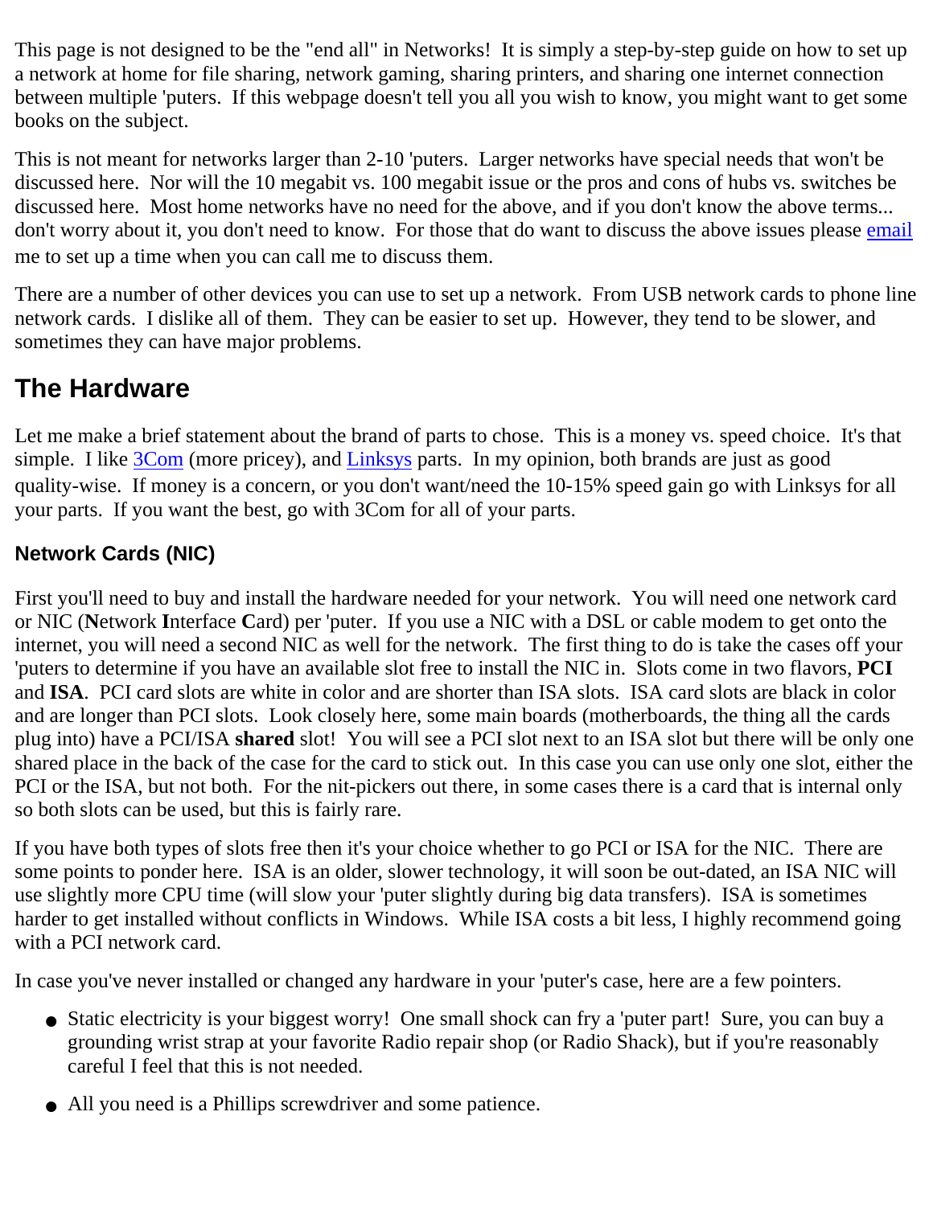This page is not designed to be the "end all" in Networks! It is simply a step-by-step guide on how to set up a network at home for file sharing, network gaming, sharing printers, and sharing one internet connection between multiple 'puters. If this webpage doesn't tell you all you wish to know, you might want to get some books on the subject.

This is not meant for networks larger than 2-10 'puters. Larger networks have special needs that won't be discussed here. Nor will the 10 megabit vs. 100 megabit issue or the pros and cons of hubs vs. switches be discussed here. Most home networks have no need for the above, and if you don't know the above terms... don't worry about it, you don't need to know. For those that do want to discuss the above issues please email me to set up a time when you can call me to discuss them.

There are a number of other devices you can use to set up a network. From USB network cards to phone line network cards. I dislike all of them. They can be easier to set up. However, they tend to be slower, and sometimes they can have major problems.

## The Hardware

Let me make a brief statement about the brand of parts to chose. This is a money vs. speed choice. It's that simple. I like 3Com (more pricey), and Linksys parts. In my opinion, both brands are just as good quality-wise. If money is a concern, or you don't want/need the 10-15% speed gain go with Linksys for all your parts. If you want the best, go with 3Com for all of your parts.

### Network Cards (NIC)

First you'll need to buy and install the hardware needed for your network. You will need one network card or NIC (**N**etwork **I**nterface **C**ard) per 'puter. If you use a NIC with a DSL or cable modem to get onto the internet, you will need a second NIC as well for the network. The first thing to do is take the cases off your 'puters to determine if you have an available slot free to install the NIC in. Slots come in two flavors, **PCI** and **ISA**. PCI card slots are white in color and are shorter than ISA slots. ISA card slots are black in color and are longer than PCI slots. Look closely here, some main boards (motherboards, the thing all the cards plug into) have a PCI/ISA **shared** slot! You will see a PCI slot next to an ISA slot but there will be only one shared place in the back of the case for the card to stick out. In this case you can use only one slot, either the PCI or the ISA, but not both. For the nit-pickers out there, in some cases there is a card that is internal only so both slots can be used, but this is fairly rare.

If you have both types of slots free then it's your choice whether to go PCI or ISA for the NIC. There are some points to ponder here. ISA is an older, slower technology, it will soon be out-dated, an ISA NIC will use slightly more CPU time (will slow your 'puter slightly during big data transfers). ISA is sometimes harder to get installed without conflicts in Windows. While ISA costs a bit less, I highly recommend going with a PCI network card.

In case you've never installed or changed any hardware in your 'puter's case, here are a few pointers.

- Static electricity is your biggest worry! One small shock can fry a 'puter part! Sure, you can buy a grounding wrist strap at your favorite Radio repair shop (or Radio Shack), but if you're reasonably careful I feel that this is not needed.
- All you need is a Phillips screwdriver and some patience.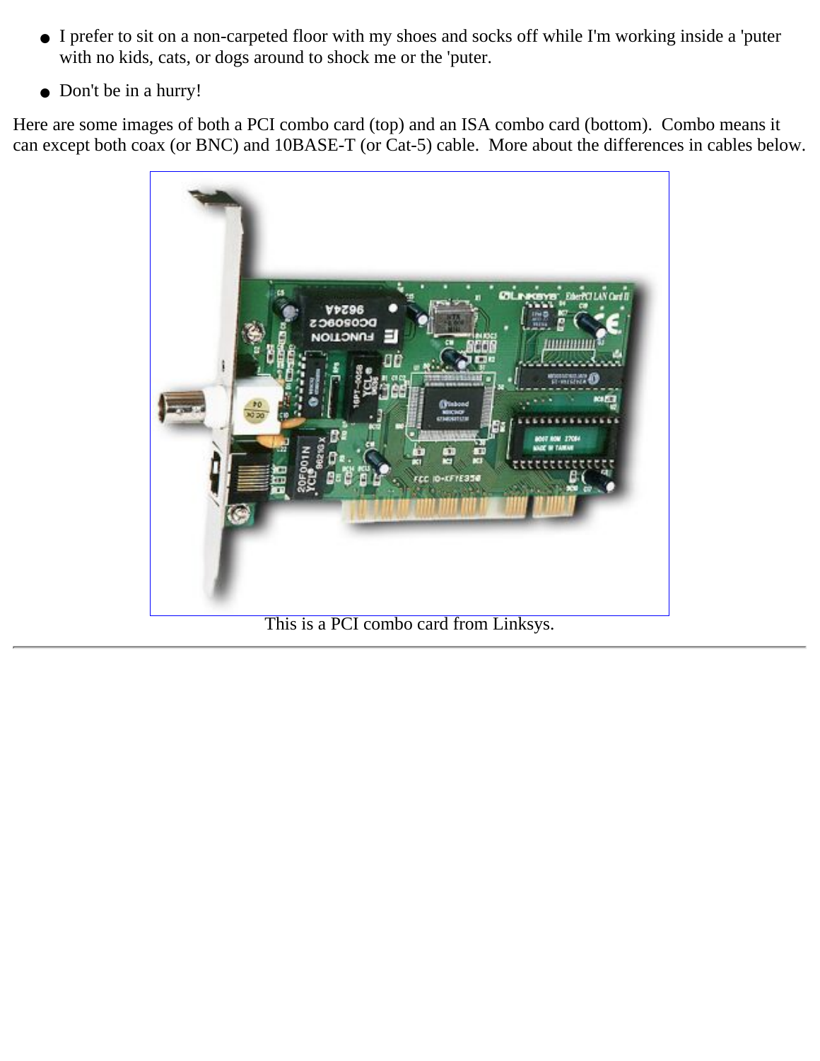- I prefer to sit on a non-carpeted floor with my shoes and socks off while I'm working inside a 'puter with no kids, cats, or dogs around to shock me or the 'puter.
- Don't be in a hurry!

Here are some images of both a PCI combo card (top) and an ISA combo card (bottom). Combo means it can except both coax (or BNC) and 10BASE-T (or Cat-5) cable. More about the differences in cables below.

This is a PCI combo card from Linksys.

---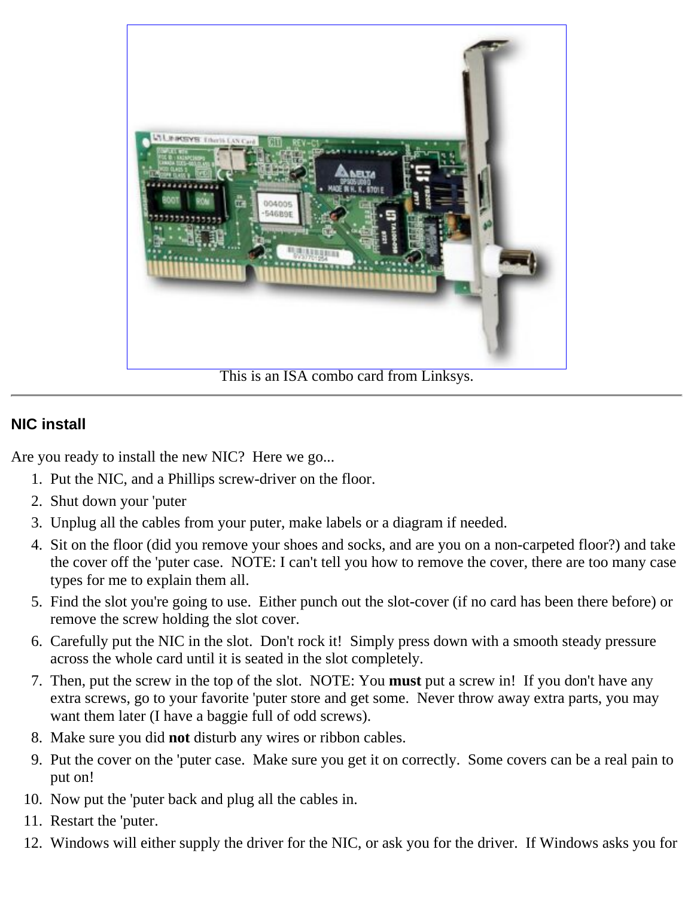This is an ISA combo card from Linksys.

---

### NIC install

Are you ready to install the new NIC?  Here we go...

1. Put the NIC, and a Phillips screw-driver on the floor.
2. Shut down your 'puter
3. Unplug all the cables from your puter, make labels or a diagram if needed.
4. Sit on the floor (did you remove your shoes and socks, and are you on a non-carpeted floor?) and take the cover off the 'puter case.  NOTE: I can't tell you how to remove the cover, there are too many case types for me to explain them all.
5. Find the slot you're going to use.  Either punch out the slot-cover (if no card has been there before) or remove the screw holding the slot cover.
6. Carefully put the NIC in the slot.  Don't rock it!  Simply press down with a smooth steady pressure across the whole card until it is seated in the slot completely.
7. Then, put the screw in the top of the slot.  NOTE: You **must** put a screw in!  If you don't have any extra screws, go to your favorite 'puter store and get some.  Never throw away extra parts, you may want them later (I have a baggie full of odd screws).
8. Make sure you did **not** disturb any wires or ribbon cables.
9. Put the cover on the 'puter case.  Make sure you get it on correctly.  Some covers can be a real pain to put on!
10. Now put the 'puter back and plug all the cables in.
11. Restart the 'puter.
12. Windows will either supply the driver for the NIC, or ask you for the driver.  If Windows asks you for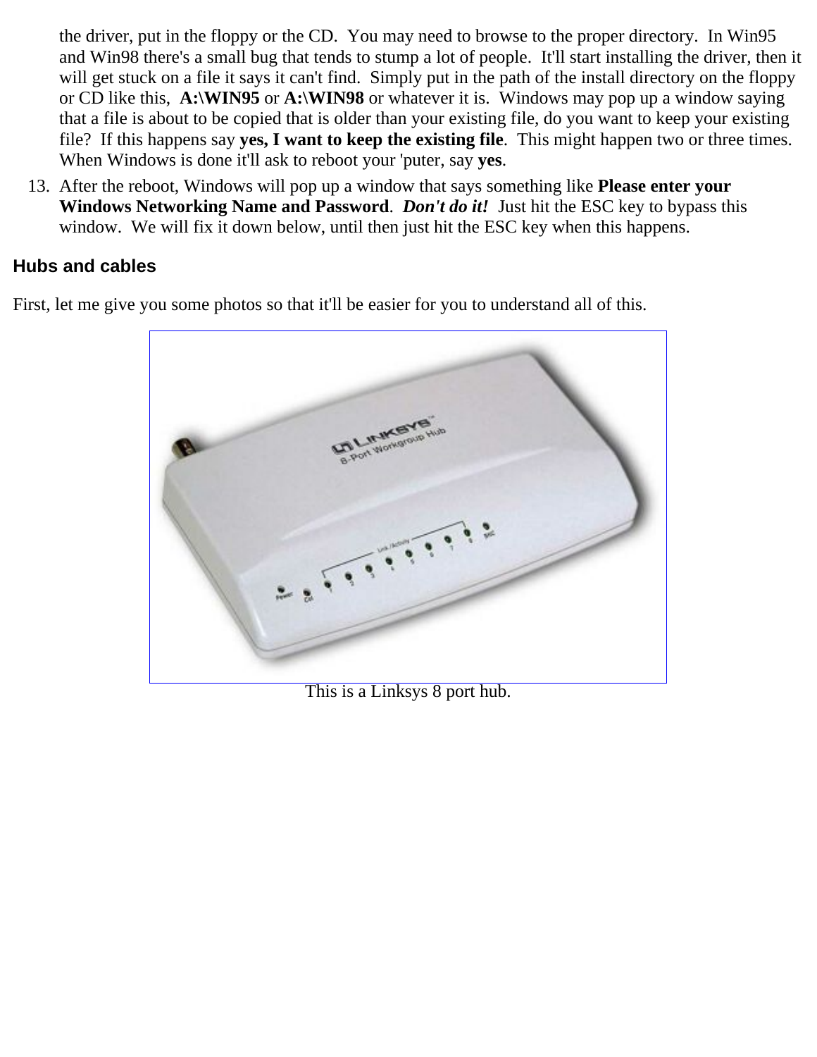the driver, put in the floppy or the CD.  You may need to browse to the proper directory.  In Win95 and Win98 there's a small bug that tends to stump a lot of people.  It'll start installing the driver, then it will get stuck on a file it says it can't find.  Simply put in the path of the install directory on the floppy or CD like this,  **A:\WIN95** or **A:\WIN98** or whatever it is.  Windows may pop up a window saying that a file is about to be copied that is older than your existing file, do you want to keep your existing file?  If this happens say **yes, I want to keep the existing file**.  This might happen two or three times.  When Windows is done it'll ask to reboot your 'puter, say **yes**.

13. After the reboot, Windows will pop up a window that says something like **Please enter your Windows Networking Name and Password**.  ***Don't do it!***  Just hit the ESC key to bypass this window.  We will fix it down below, until then just hit the ESC key when this happens.

## Hubs and cables

First, let me give you some photos so that it'll be easier for you to understand all of this.

This is a Linksys 8 port hub.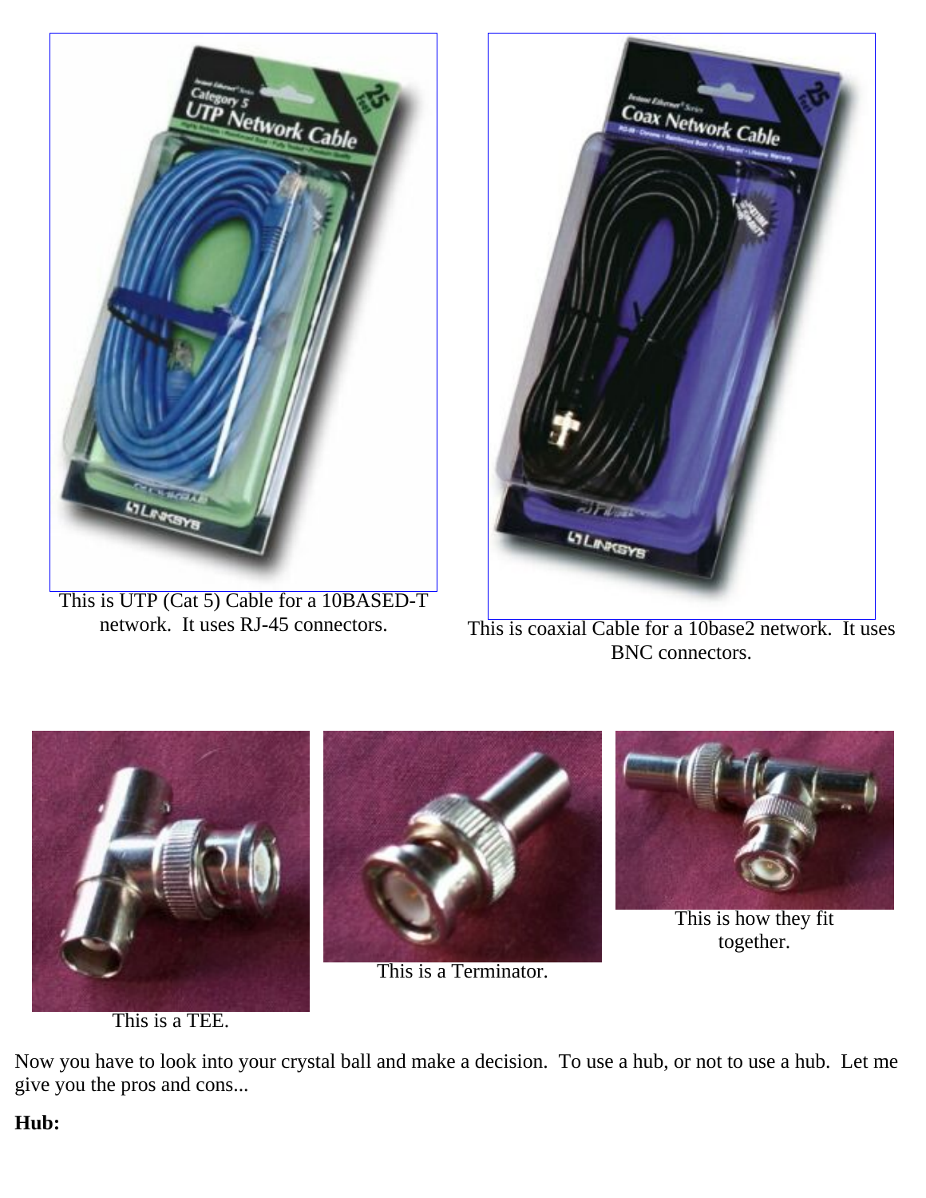This is UTP (Cat 5) Cable for a 10BASED-T network. It uses RJ-45 connectors.

This is coaxial Cable for a 10base2 network. It uses BNC connectors.

This is a TEE.

This is a Terminator.

This is how they fit together.

Now you have to look into your crystal ball and make a decision. To use a hub, or not to use a hub. Let me give you the pros and cons...

**Hub:**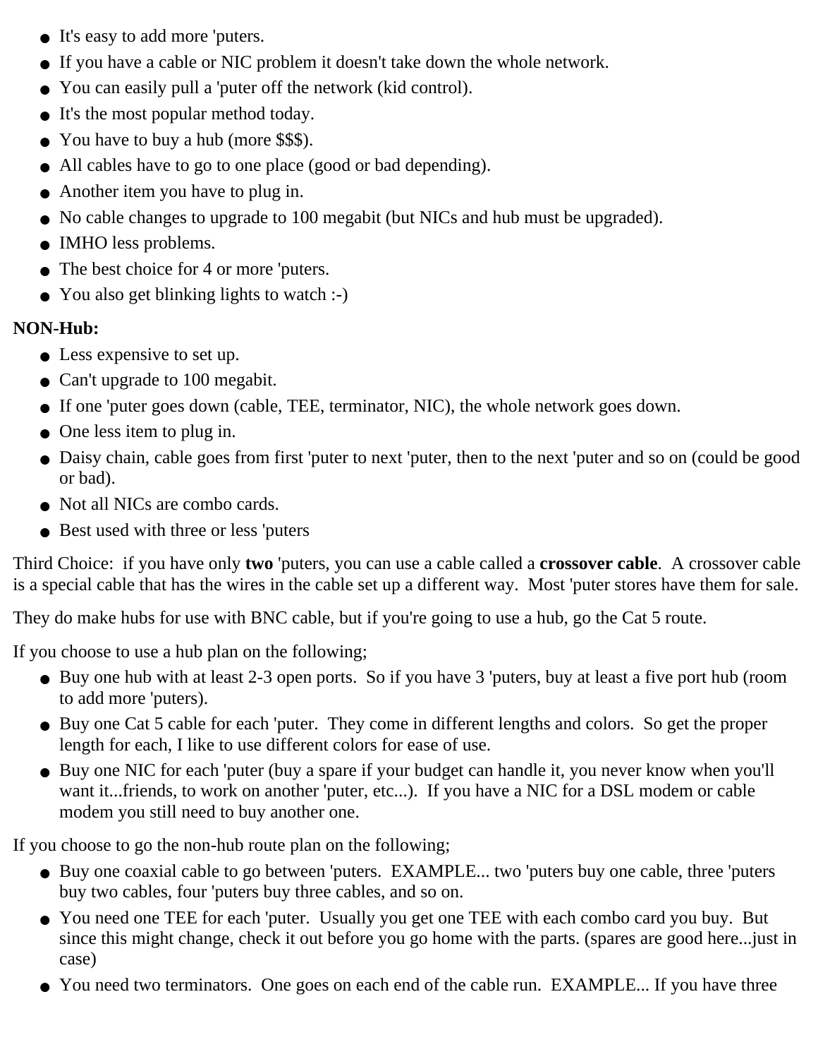- It's easy to add more 'puters.
- If you have a cable or NIC problem it doesn't take down the whole network.
- You can easily pull a 'puter off the network (kid control).
- It's the most popular method today.
- You have to buy a hub (more $$$).
- All cables have to go to one place (good or bad depending).
- Another item you have to plug in.
- No cable changes to upgrade to 100 megabit (but NICs and hub must be upgraded).
- IMHO less problems.
- The best choice for 4 or more 'puters.
- You also get blinking lights to watch :-)

**NON-Hub:**

- Less expensive to set up.
- Can't upgrade to 100 megabit.
- If one 'puter goes down (cable, TEE, terminator, NIC), the whole network goes down.
- One less item to plug in.
- Daisy chain, cable goes from first 'puter to next 'puter, then to the next 'puter and so on (could be good or bad).
- Not all NICs are combo cards.
- Best used with three or less 'puters

Third Choice: if you have only **two** 'puters, you can use a cable called a **crossover cable**. A crossover cable is a special cable that has the wires in the cable set up a different way. Most 'puter stores have them for sale.

They do make hubs for use with BNC cable, but if you're going to use a hub, go the Cat 5 route.

If you choose to use a hub plan on the following;

- Buy one hub with at least 2-3 open ports. So if you have 3 'puters, buy at least a five port hub (room to add more 'puters).
- Buy one Cat 5 cable for each 'puter. They come in different lengths and colors. So get the proper length for each, I like to use different colors for ease of use.
- Buy one NIC for each 'puter (buy a spare if your budget can handle it, you never know when you'll want it...friends, to work on another 'puter, etc...). If you have a NIC for a DSL modem or cable modem you still need to buy another one.

If you choose to go the non-hub route plan on the following;

- Buy one coaxial cable to go between 'puters. EXAMPLE... two 'puters buy one cable, three 'puters buy two cables, four 'puters buy three cables, and so on.
- You need one TEE for each 'puter. Usually you get one TEE with each combo card you buy. But since this might change, check it out before you go home with the parts. (spares are good here...just in case)
- You need two terminators. One goes on each end of the cable run. EXAMPLE... If you have three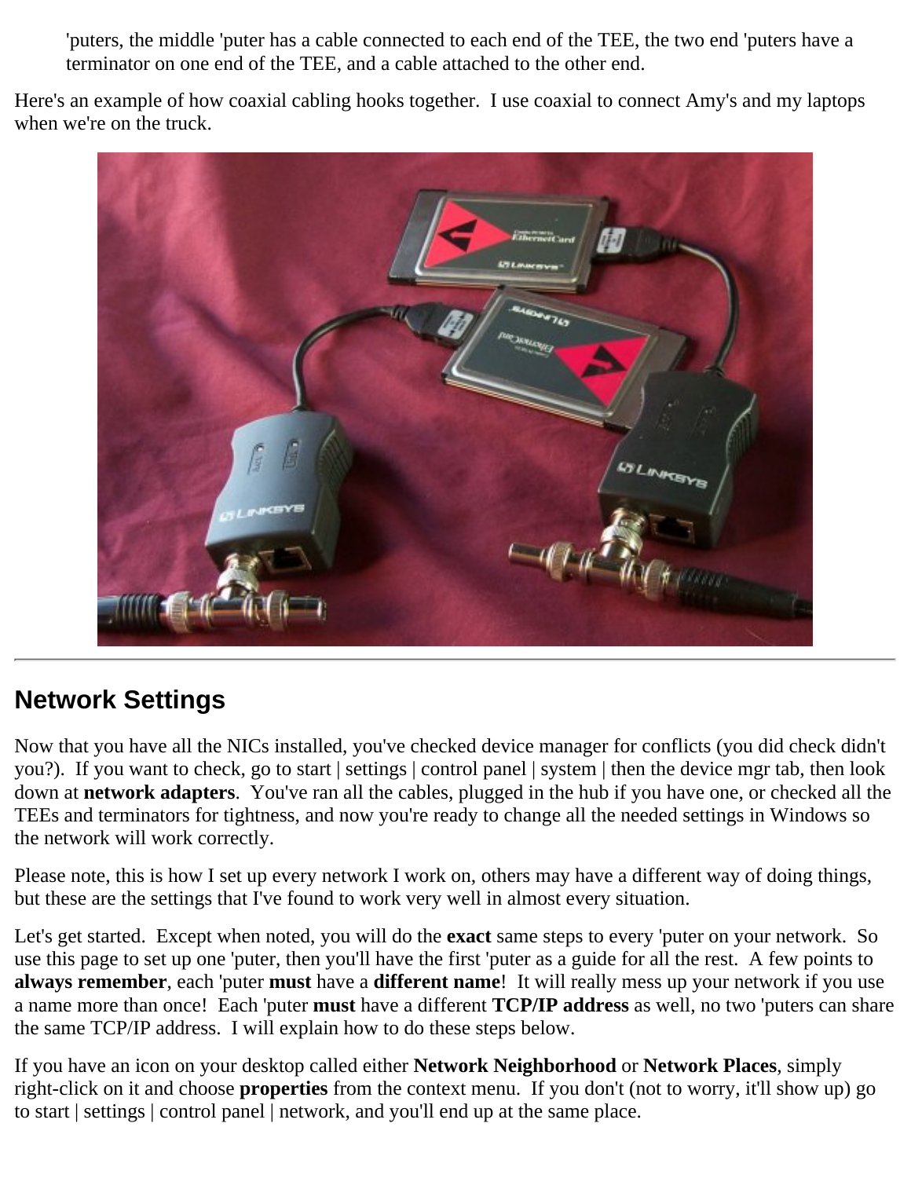'puters, the middle 'puter has a cable connected to each end of the TEE, the two end 'puters have a terminator on one end of the TEE, and a cable attached to the other end.

Here's an example of how coaxial cabling hooks together. I use coaxial to connect Amy's and my laptops when we're on the truck.

---

## Network Settings

Now that you have all the NICs installed, you've checked device manager for conflicts (you did check didn't you?). If you want to check, go to start | settings | control panel | system | then the device mgr tab, then look down at **network adapters**. You've ran all the cables, plugged in the hub if you have one, or checked all the TEEs and terminators for tightness, and now you're ready to change all the needed settings in Windows so the network will work correctly.

Please note, this is how I set up every network I work on, others may have a different way of doing things, but these are the settings that I've found to work very well in almost every situation.

Let's get started. Except when noted, you will do the **exact** same steps to every 'puter on your network. So use this page to set up one 'puter, then you'll have the first 'puter as a guide for all the rest. A few points to **always remember**, each 'puter **must** have a **different name**! It will really mess up your network if you use a name more than once! Each 'puter **must** have a different **TCP/IP address** as well, no two 'puters can share the same TCP/IP address. I will explain how to do these steps below.

If you have an icon on your desktop called either **Network Neighborhood** or **Network Places**, simply right-click on it and choose **properties** from the context menu. If you don't (not to worry, it'll show up) go to start | settings | control panel | network, and you'll end up at the same place.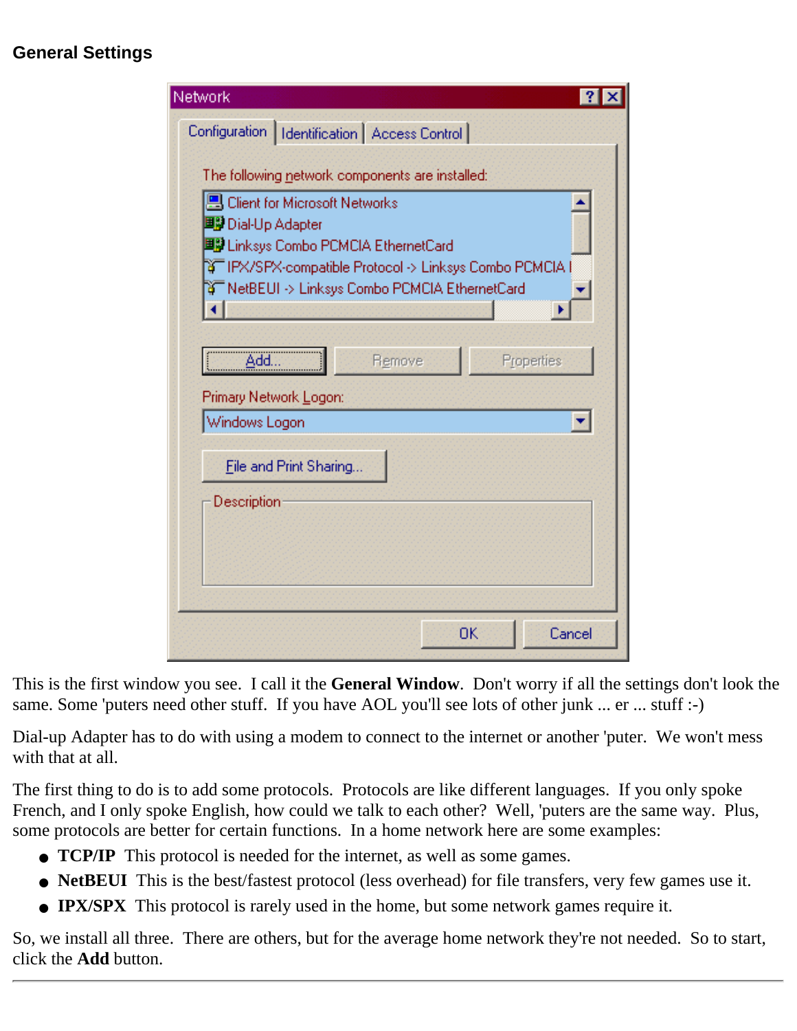## General Settings

This is the first window you see.  I call it the **General Window**.  Don't worry if all the settings don't look the same. Some 'puters need other stuff.  If you have AOL you'll see lots of other junk ... er ... stuff :-)

Dial-up Adapter has to do with using a modem to connect to the internet or another 'puter.  We won't mess with that at all.

The first thing to do is to add some protocols.  Protocols are like different languages.  If you only spoke French, and I only spoke English, how could we talk to each other?  Well, 'puters are the same way.  Plus, some protocols are better for certain functions.  In a home network here are some examples:

- **TCP/IP**  This protocol is needed for the internet, as well as some games.
- **NetBEUI**  This is the best/fastest protocol (less overhead) for file transfers, very few games use it.
- **IPX/SPX**  This protocol is rarely used in the home, but some network games require it.

So, we install all three.  There are others, but for the average home network they're not needed.  So to start, click the **Add** button.

---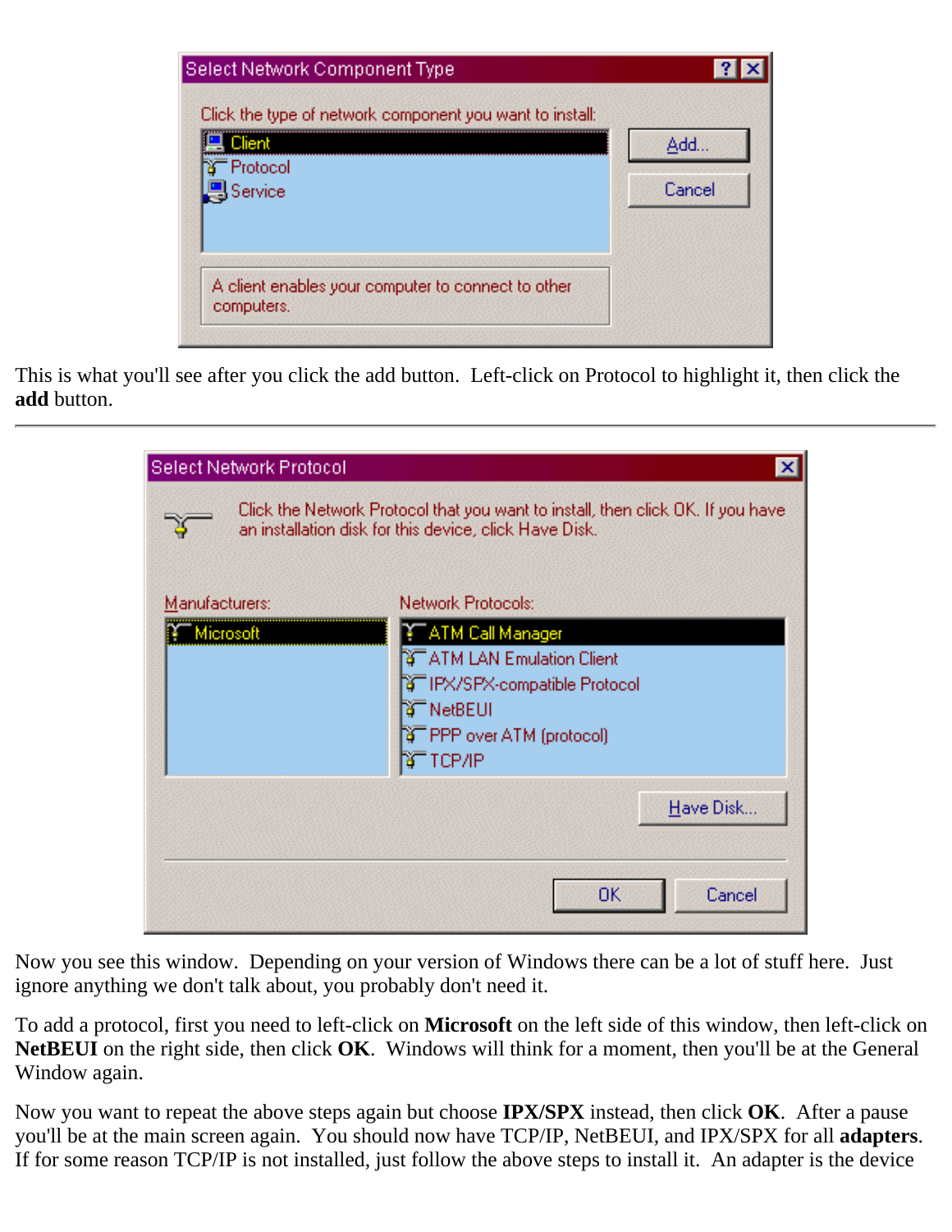This is what you'll see after you click the add button.  Left-click on Protocol to highlight it, then click the **add** button.

---

Now you see this window.  Depending on your version of Windows there can be a lot of stuff here.  Just ignore anything we don't talk about, you probably don't need it.

To add a protocol, first you need to left-click on **Microsoft** on the left side of this window, then left-click on **NetBEUI** on the right side, then click **OK**.  Windows will think for a moment, then you'll be at the General Window again.

Now you want to repeat the above steps again but choose **IPX/SPX** instead, then click **OK**.  After a pause you'll be at the main screen again.  You should now have TCP/IP, NetBEUI, and IPX/SPX for all **adapters**.  If for some reason TCP/IP is not installed, just follow the above steps to install it.  An adapter is the device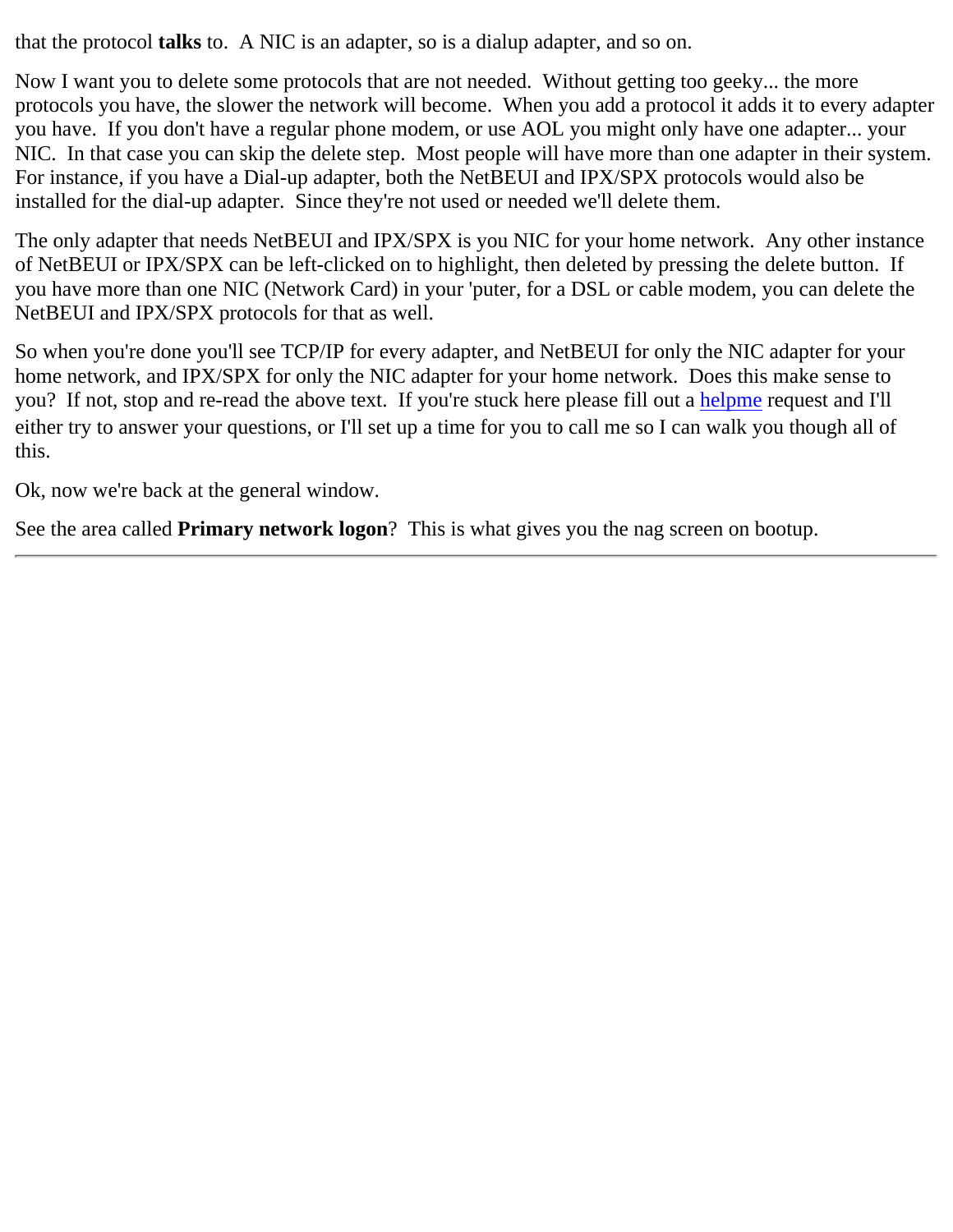that the protocol **talks** to.  A NIC is an adapter, so is a dialup adapter, and so on.

Now I want you to delete some protocols that are not needed.  Without getting too geeky... the more protocols you have, the slower the network will become.  When you add a protocol it adds it to every adapter you have.  If you don't have a regular phone modem, or use AOL you might only have one adapter... your NIC.  In that case you can skip the delete step.  Most people will have more than one adapter in their system.  For instance, if you have a Dial-up adapter, both the NetBEUI and IPX/SPX protocols would also be installed for the dial-up adapter.  Since they're not used or needed we'll delete them.

The only adapter that needs NetBEUI and IPX/SPX is you NIC for your home network.  Any other instance of NetBEUI or IPX/SPX can be left-clicked on to highlight, then deleted by pressing the delete button.  If you have more than one NIC (Network Card) in your 'puter, for a DSL or cable modem, you can delete the NetBEUI and IPX/SPX protocols for that as well.

So when you're done you'll see TCP/IP for every adapter, and NetBEUI for only the NIC adapter for your home network, and IPX/SPX for only the NIC adapter for your home network.  Does this make sense to you?  If not, stop and re-read the above text.  If you're stuck here please fill out a helpme request and I'll either try to answer your questions, or I'll set up a time for you to call me so I can walk you though all of this.

Ok, now we're back at the general window.

See the area called **Primary network logon**?  This is what gives you the nag screen on bootup.

---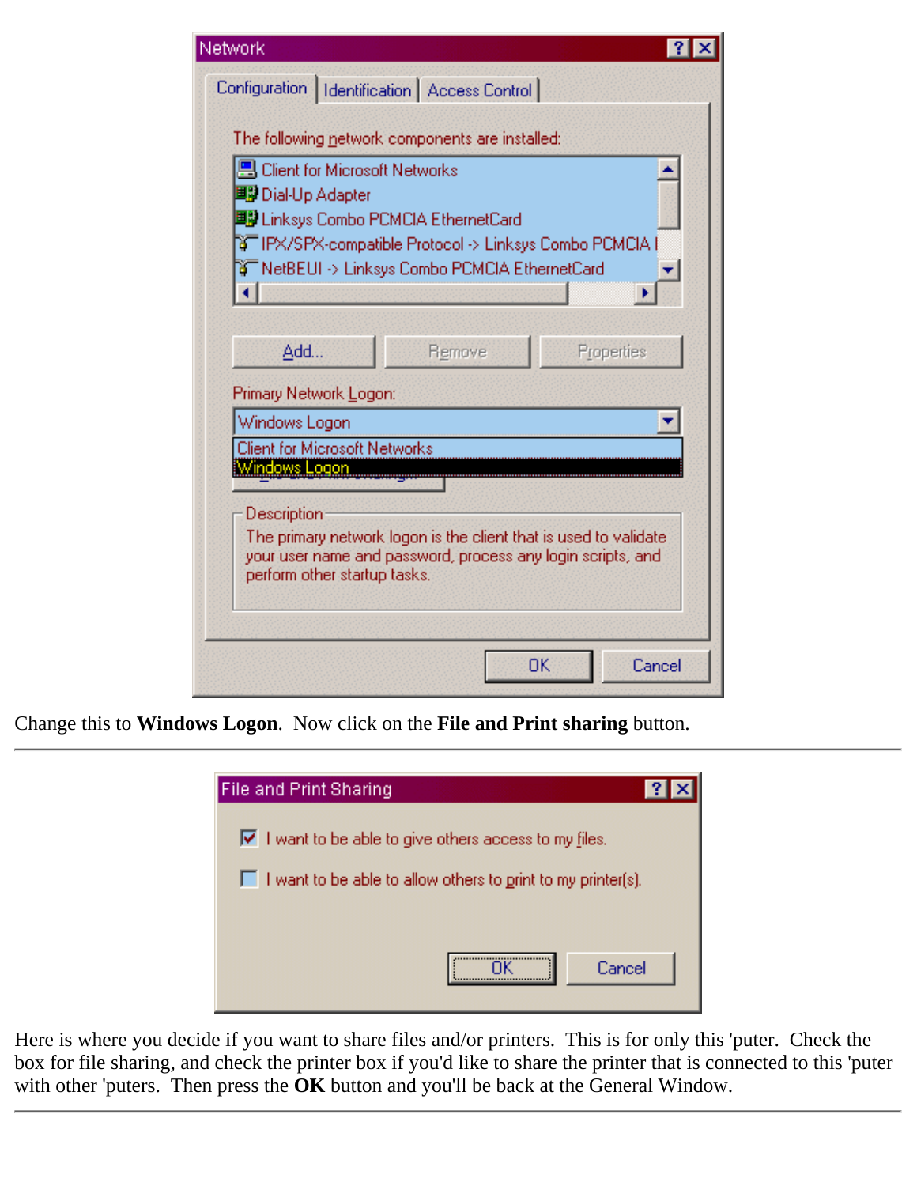Change this to **Windows Logon**. Now click on the **File and Print sharing** button.

---

Here is where you decide if you want to share files and/or printers. This is for only this 'puter. Check the box for file sharing, and check the printer box if you'd like to share the printer that is connected to this 'puter with other 'puters. Then press the **OK** button and you'll be back at the General Window.

---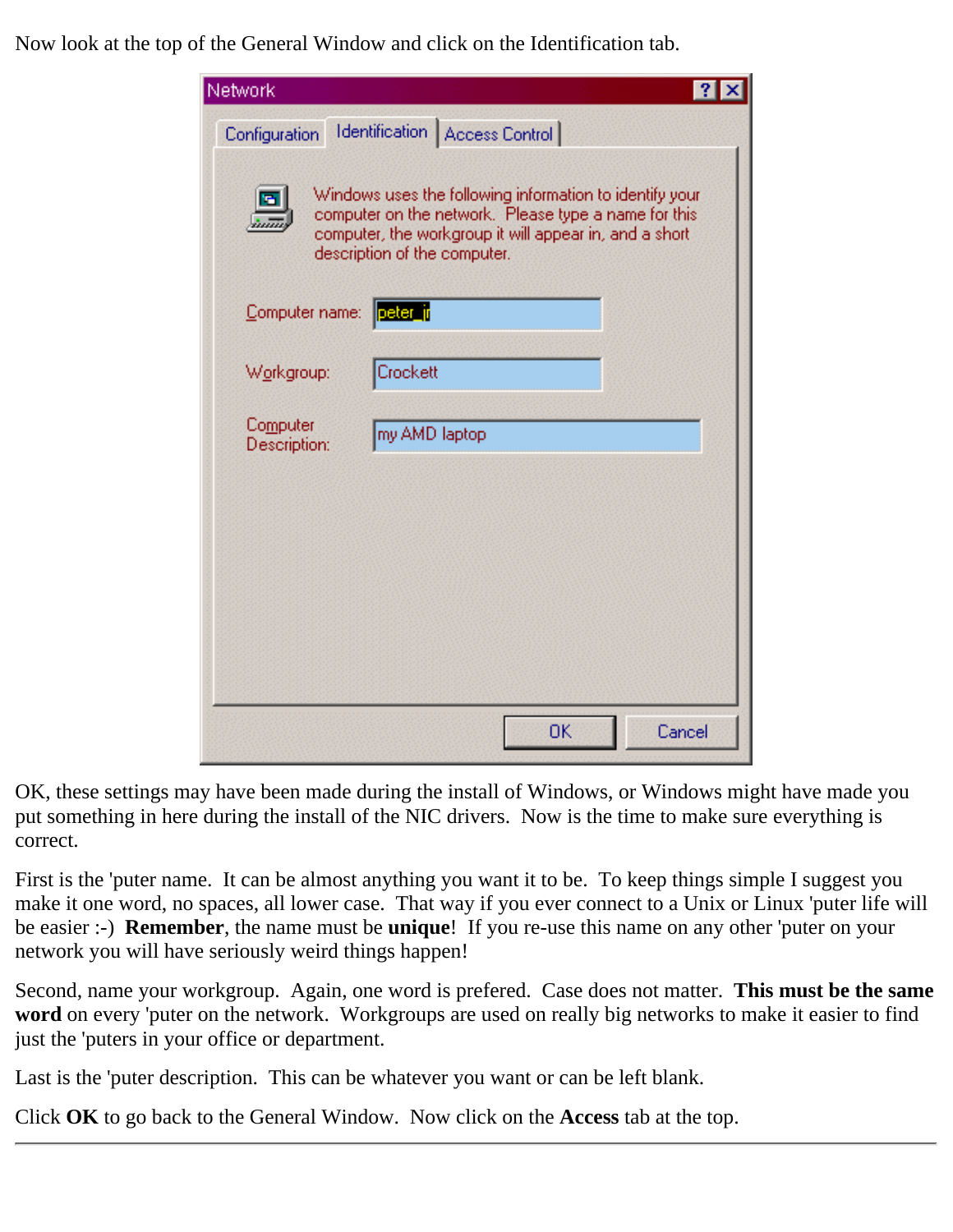Now look at the top of the General Window and click on the Identification tab.

OK, these settings may have been made during the install of Windows, or Windows might have made you put something in here during the install of the NIC drivers.  Now is the time to make sure everything is correct.

First is the 'puter name.  It can be almost anything you want it to be.  To keep things simple I suggest you make it one word, no spaces, all lower case.  That way if you ever connect to a Unix or Linux 'puter life will be easier :-)  **Remember**, the name must be **unique**!  If you re-use this name on any other 'puter on your network you will have seriously weird things happen!

Second, name your workgroup.  Again, one word is prefered.  Case does not matter.  **This must be the same word** on every 'puter on the network.  Workgroups are used on really big networks to make it easier to find just the 'puters in your office or department.

Last is the 'puter description.  This can be whatever you want or can be left blank.

Click **OK** to go back to the General Window.  Now click on the **Access** tab at the top.

---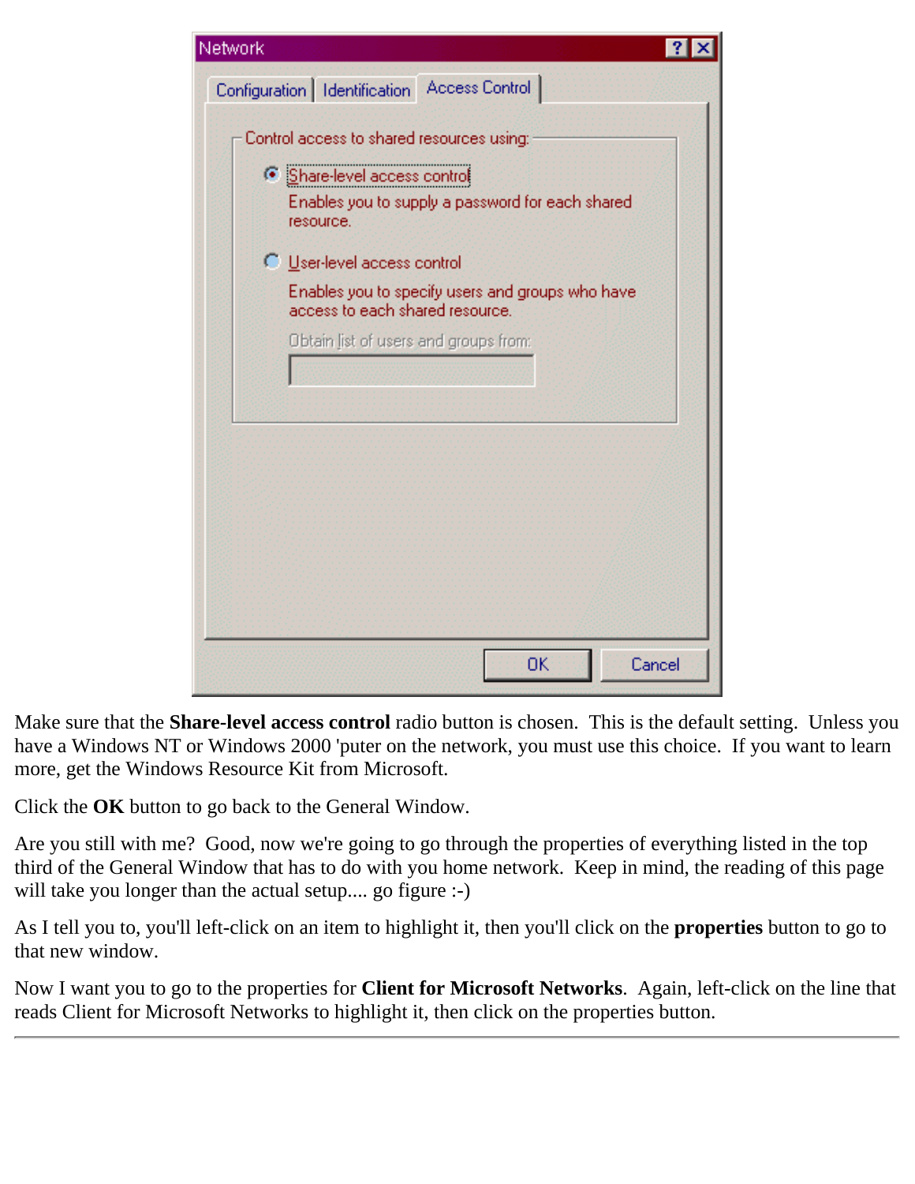Make sure that the **Share-level access control** radio button is chosen.  This is the default setting.  Unless you have a Windows NT or Windows 2000 'puter on the network, you must use this choice.  If you want to learn more, get the Windows Resource Kit from Microsoft.

Click the **OK** button to go back to the General Window.

Are you still with me?  Good, now we're going to go through the properties of everything listed in the top third of the General Window that has to do with you home network.  Keep in mind, the reading of this page will take you longer than the actual setup.... go figure :-)

As I tell you to, you'll left-click on an item to highlight it, then you'll click on the **properties** button to go to that new window.

Now I want you to go to the properties for **Client for Microsoft Networks**.  Again, left-click on the line that reads Client for Microsoft Networks to highlight it, then click on the properties button.

---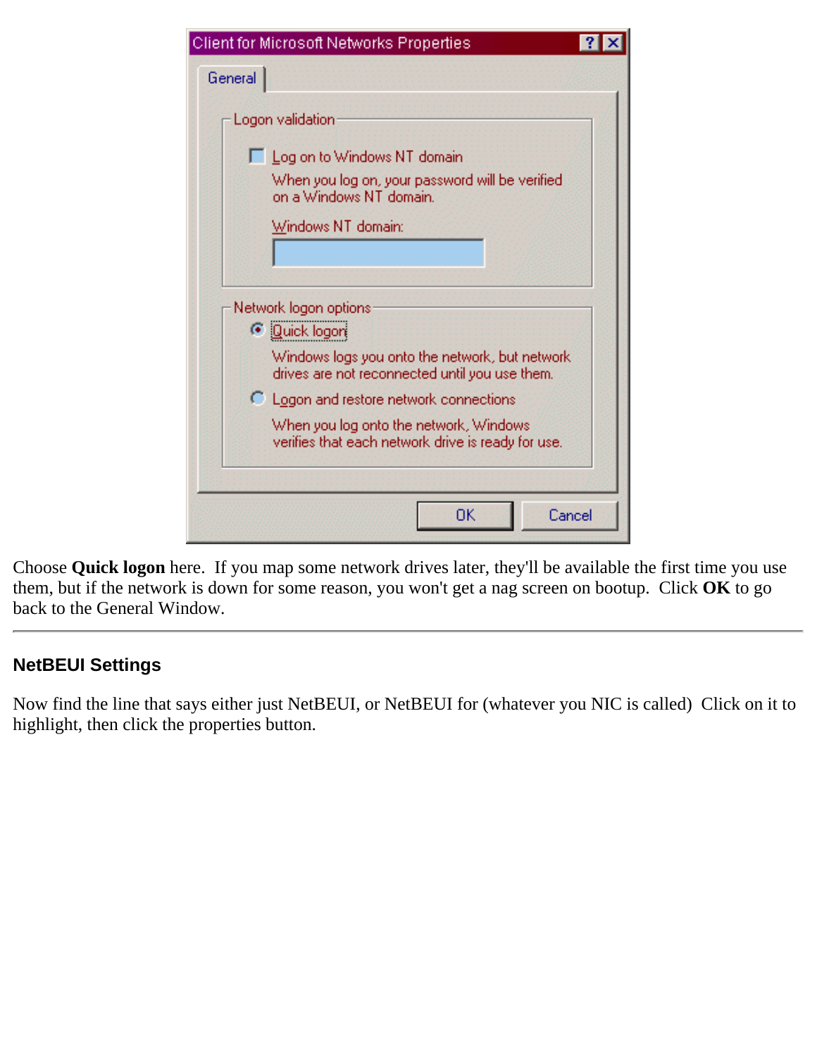Choose **Quick logon** here. If you map some network drives later, they'll be available the first time you use them, but if the network is down for some reason, you won't get a nag screen on bootup. Click **OK** to go back to the General Window.

---

## NetBEUI Settings

Now find the line that says either just NetBEUI, or NetBEUI for (whatever you NIC is called) Click on it to highlight, then click the properties button.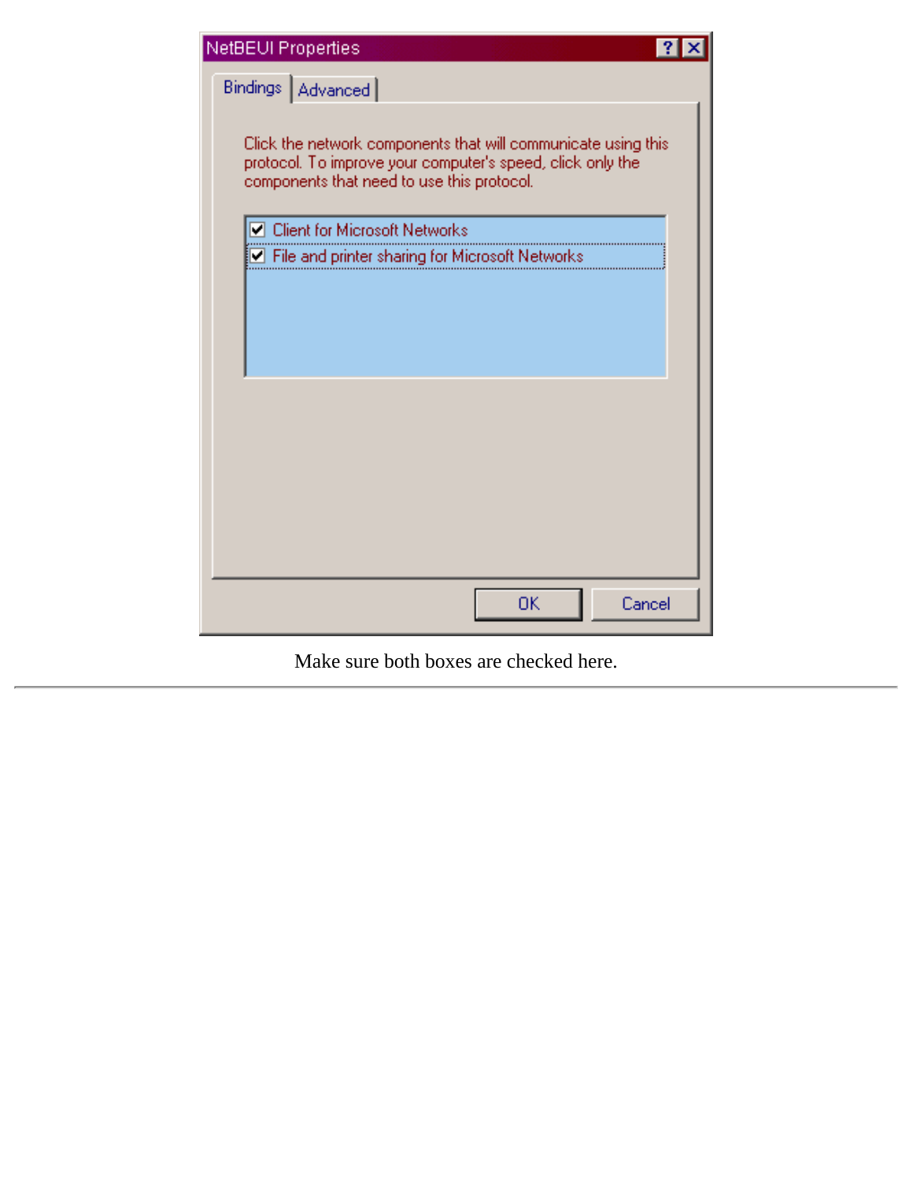Make sure both boxes are checked here.

---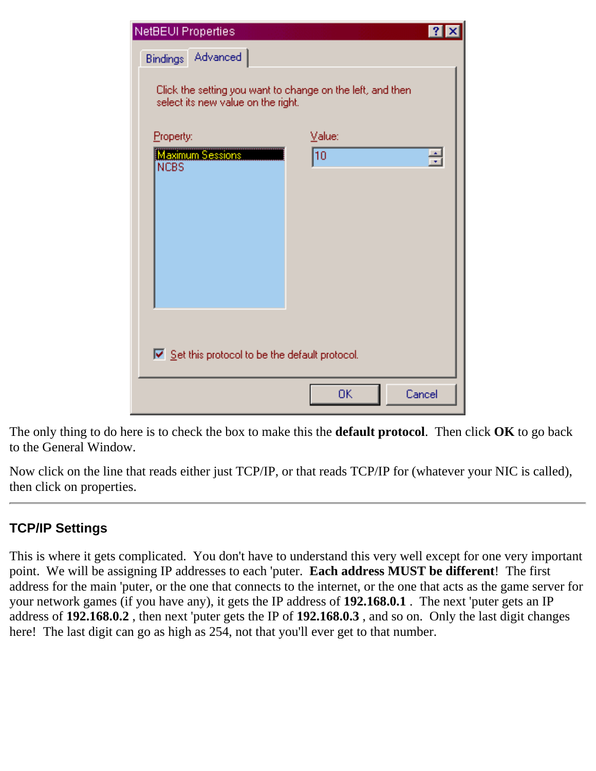The only thing to do here is to check the box to make this the **default protocol**. Then click **OK** to go back to the General Window.

Now click on the line that reads either just TCP/IP, or that reads TCP/IP for (whatever your NIC is called), then click on properties.

---

### TCP/IP Settings

This is where it gets complicated. You don't have to understand this very well except for one very important point. We will be assigning IP addresses to each 'puter. **Each address MUST be different**! The first address for the main 'puter, or the one that connects to the internet, or the one that acts as the game server for your network games (if you have any), it gets the IP address of **192.168.0.1** . The next 'puter gets an IP address of **192.168.0.2** , then next 'puter gets the IP of **192.168.0.3** , and so on. Only the last digit changes here! The last digit can go as high as 254, not that you'll ever get to that number.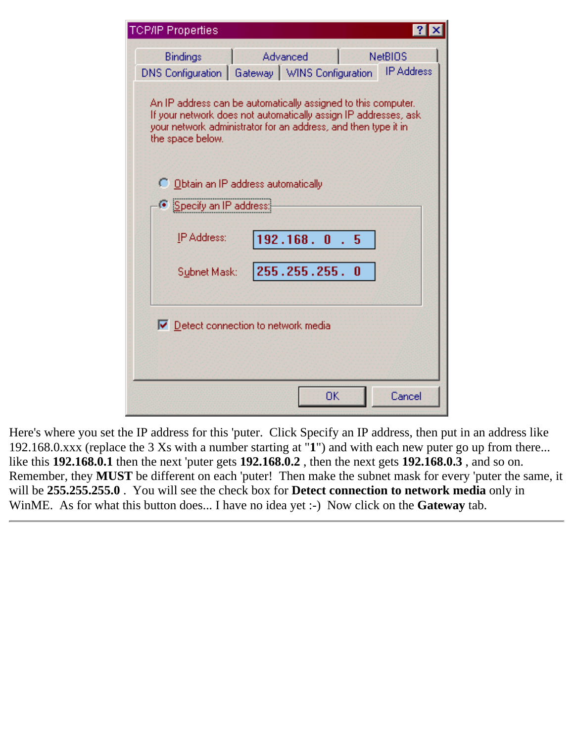Here's where you set the IP address for this 'puter. Click Specify an IP address, then put in an address like 192.168.0.xxx (replace the 3 Xs with a number starting at "**1**") and with each new puter go up from there... like this **192.168.0.1** then the next 'puter gets **192.168.0.2** , then the next gets **192.168.0.3** , and so on. Remember, they **MUST** be different on each 'puter! Then make the subnet mask for every 'puter the same, it will be **255.255.255.0** . You will see the check box for **Detect connection to network media** only in WinME. As for what this button does... I have no idea yet :-) Now click on the **Gateway** tab.

---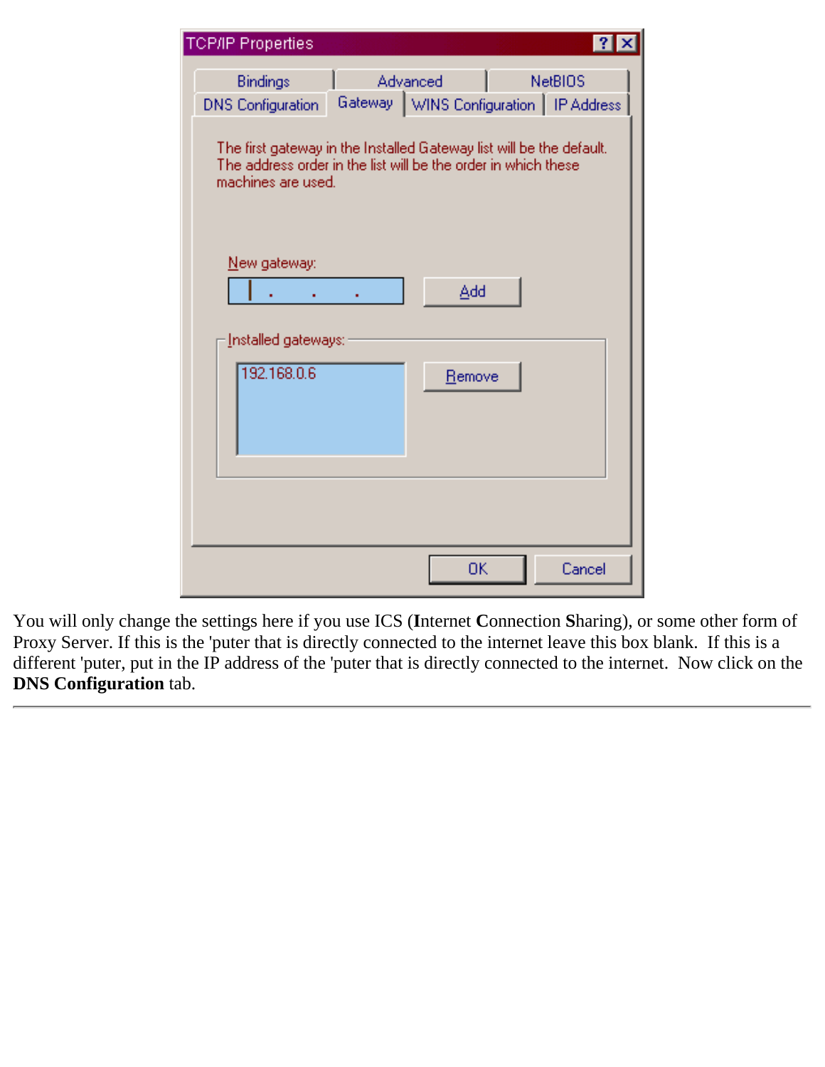TCP/IP Properties

Bindings | Advanced | NetBIOS
DNS Configuration | Gateway | WINS Configuration | IP Address

The first gateway in the Installed Gateway list will be the default. The address order in the list will be the order in which these machines are used.

New gateway:

. . .

Add

Installed gateways:

192.168.0.6

Remove

OK | Cancel

You will only change the settings here if you use ICS (**I**nternet **C**onnection **S**haring), or some other form of Proxy Server. If this is the 'puter that is directly connected to the internet leave this box blank. If this is a different 'puter, put in the IP address of the 'puter that is directly connected to the internet. Now click on the **DNS Configuration** tab.

---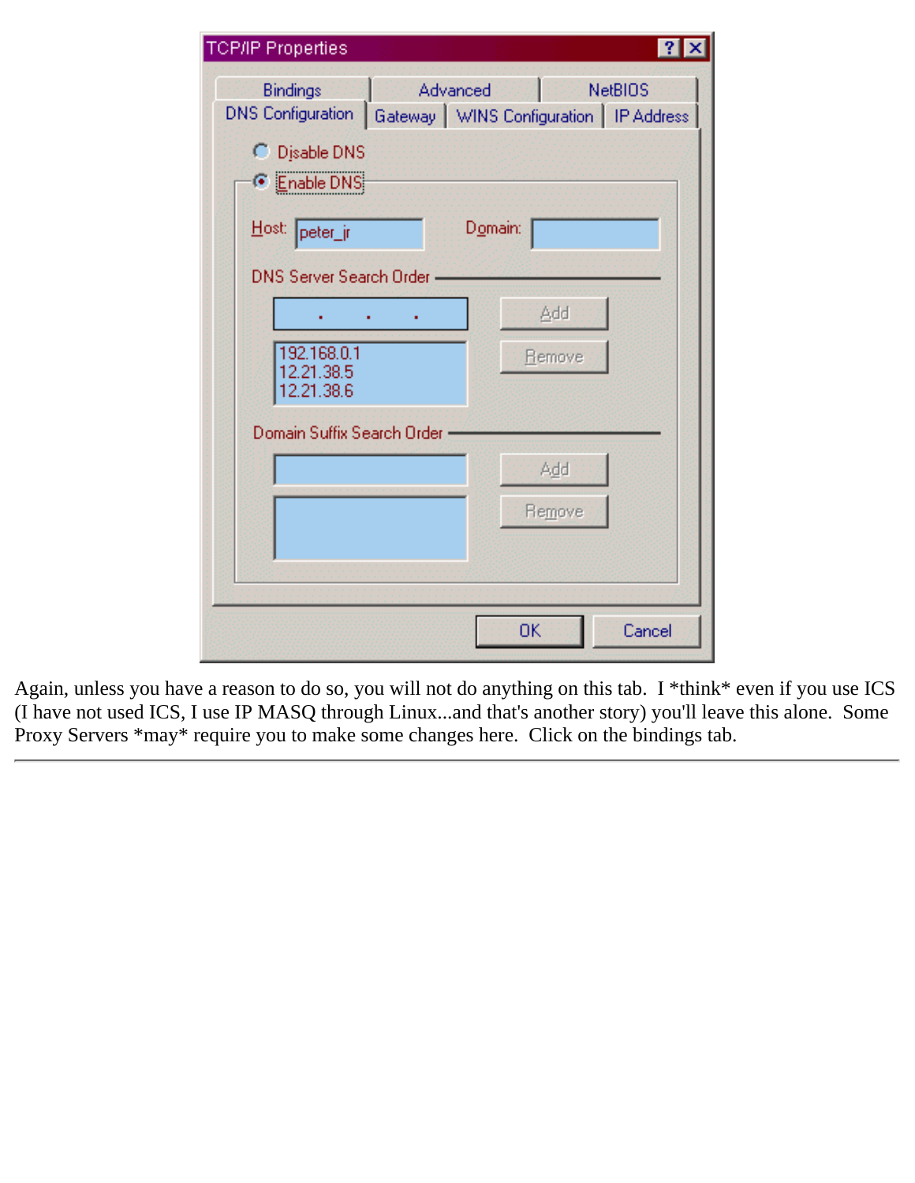Again, unless you have a reason to do so, you will not do anything on this tab. I *think* even if you use ICS (I have not used ICS, I use IP MASQ through Linux...and that's another story) you'll leave this alone. Some Proxy Servers *may* require you to make some changes here. Click on the bindings tab.

---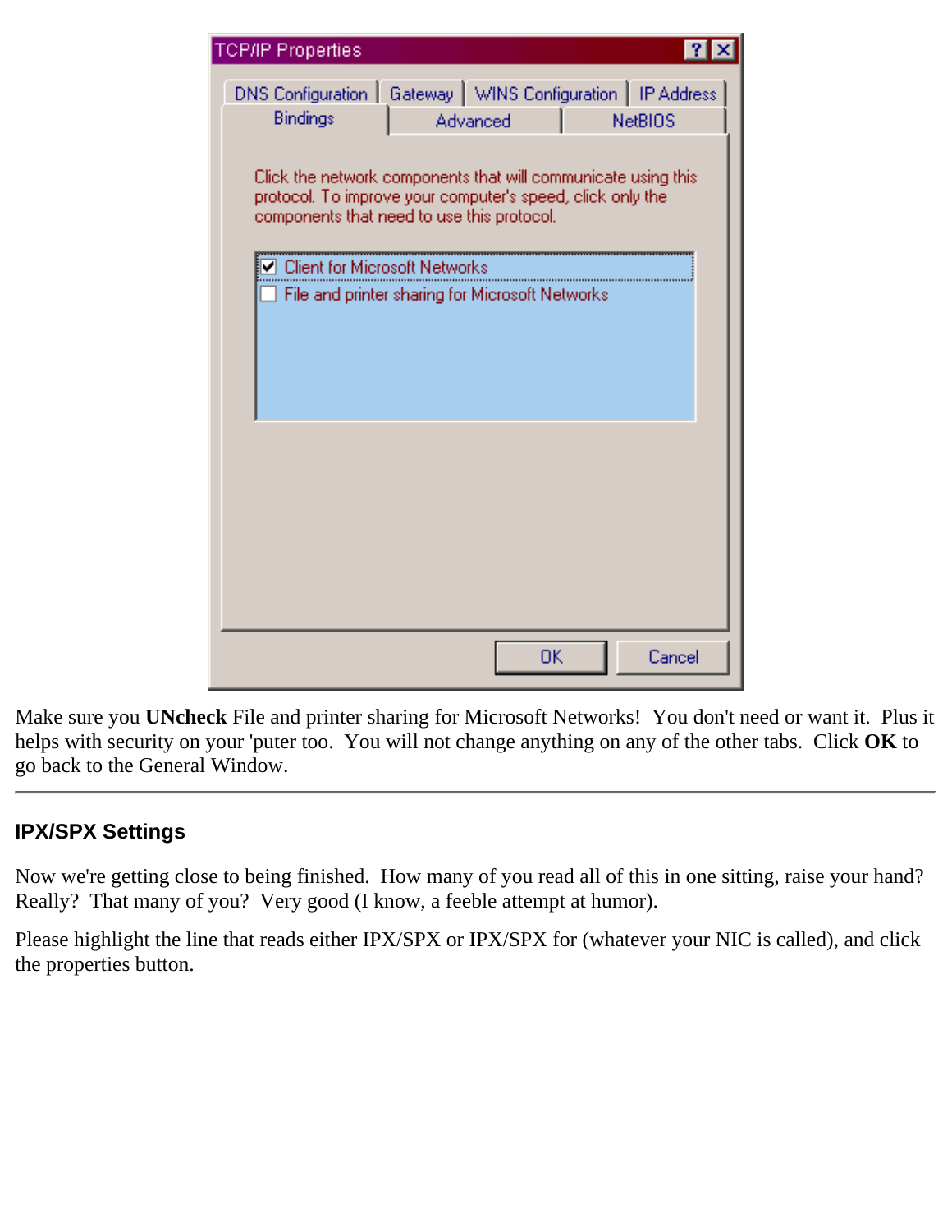Make sure you **UNcheck** File and printer sharing for Microsoft Networks! You don't need or want it. Plus it helps with security on your 'puter too. You will not change anything on any of the other tabs. Click **OK** to go back to the General Window.

---

### IPX/SPX Settings

Now we're getting close to being finished. How many of you read all of this in one sitting, raise your hand? Really? That many of you? Very good (I know, a feeble attempt at humor).

Please highlight the line that reads either IPX/SPX or IPX/SPX for (whatever your NIC is called), and click the properties button.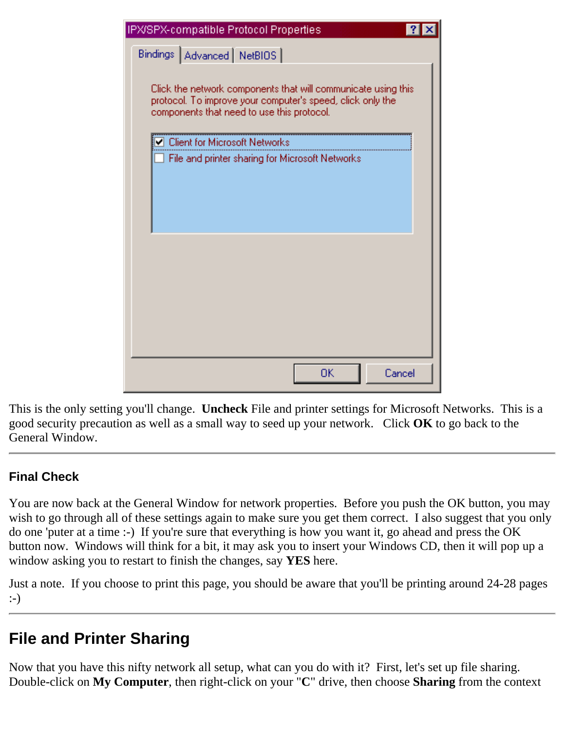This is the only setting you'll change. **Uncheck** File and printer settings for Microsoft Networks. This is a good security precaution as well as a small way to seed up your network. Click **OK** to go back to the General Window.

---

### Final Check

You are now back at the General Window for network properties. Before you push the OK button, you may wish to go through all of these settings again to make sure you get them correct. I also suggest that you only do one 'puter at a time :-) If you're sure that everything is how you want it, go ahead and press the OK button now. Windows will think for a bit, it may ask you to insert your Windows CD, then it will pop up a window asking you to restart to finish the changes, say **YES** here.

Just a note. If you choose to print this page, you should be aware that you'll be printing around 24-28 pages :-)

---

## File and Printer Sharing

Now that you have this nifty network all setup, what can you do with it? First, let's set up file sharing. Double-click on **My Computer**, then right-click on your "**C**" drive, then choose **Sharing** from the context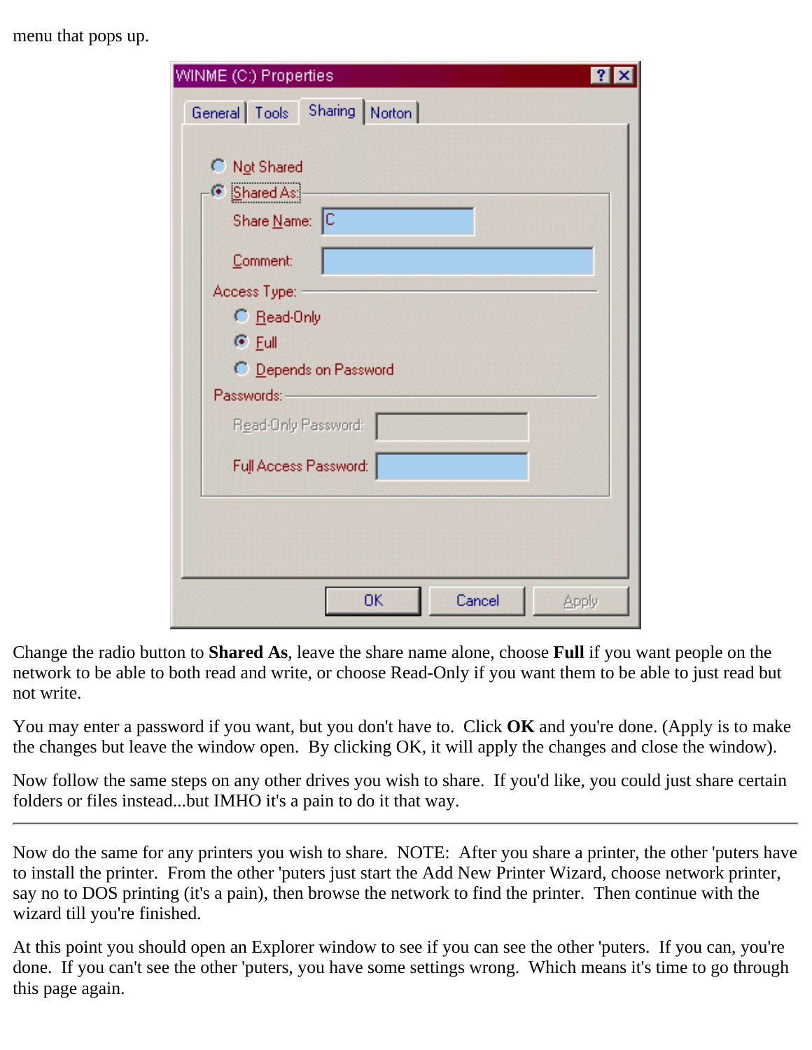menu that pops up.

Change the radio button to **Shared As**, leave the share name alone, choose **Full** if you want people on the network to be able to both read and write, or choose Read-Only if you want them to be able to just read but not write.

You may enter a password if you want, but you don't have to. Click **OK** and you're done. (Apply is to make the changes but leave the window open. By clicking OK, it will apply the changes and close the window).

Now follow the same steps on any other drives you wish to share. If you'd like, you could just share certain folders or files instead...but IMHO it's a pain to do it that way.

---

Now do the same for any printers you wish to share. NOTE: After you share a printer, the other 'puters have to install the printer. From the other 'puters just start the Add New Printer Wizard, choose network printer, say no to DOS printing (it's a pain), then browse the network to find the printer. Then continue with the wizard till you're finished.

At this point you should open an Explorer window to see if you can see the other 'puters. If you can, you're done. If you can't see the other 'puters, you have some settings wrong. Which means it's time to go through this page again.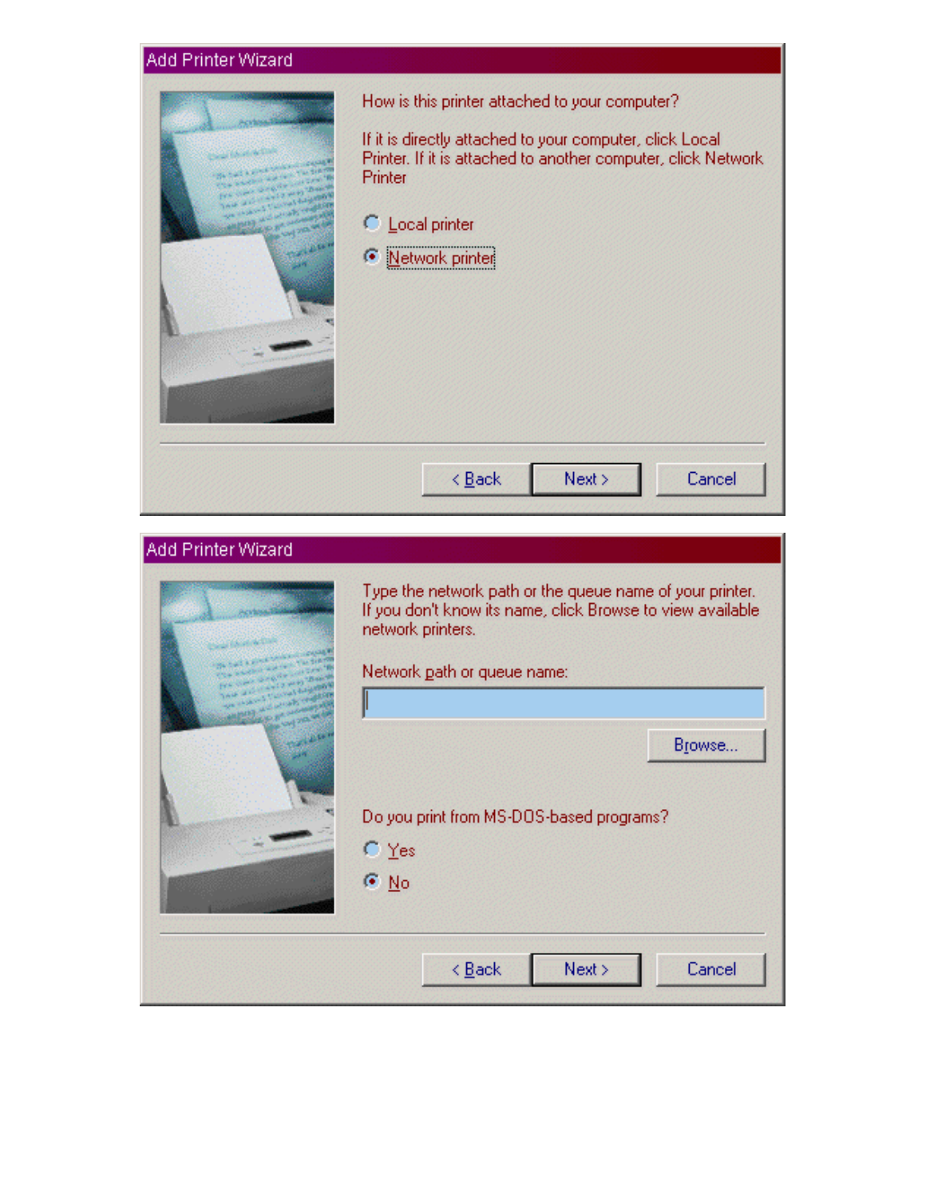Add Printer Wizard

How is this printer attached to your computer?

If it is directly attached to your computer, click Local Printer. If it is attached to another computer, click Network Printer

- ○ Local printer
- ◉ Network printer

< Back | Next > | Cancel

Add Printer Wizard

Type the network path or the queue name of your printer. If you don't know its name, click Browse to view available network printers.

Network path or queue name:

Browse...

Do you print from MS-DOS-based programs?

- ○ Yes
- ◉ No

< Back | Next > | Cancel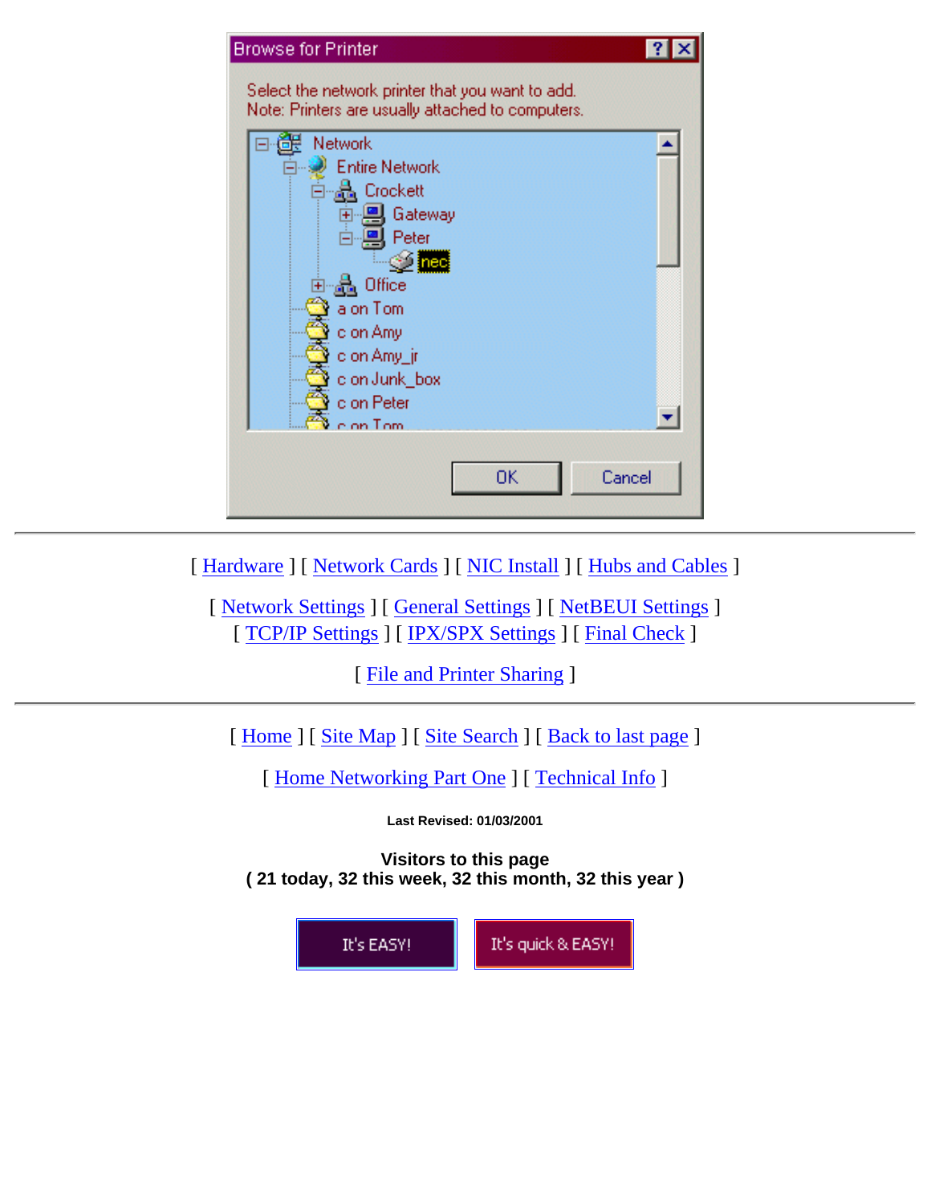[ Hardware ] [ Network Cards ] [ NIC Install ] [ Hubs and Cables ]

[ Network Settings ] [ General Settings ] [ NetBEUI Settings ]
[ TCP/IP Settings ] [ IPX/SPX Settings ] [ Final Check ]

[ File and Printer Sharing ]

---

[ Home ] [ Site Map ] [ Site Search ] [ Back to last page ]

[ Home Networking Part One ] [ Technical Info ]

**Last Revised: 01/03/2001**

**Visitors to this page**
**( 21 today, 32 this week, 32 this month, 32 this year )**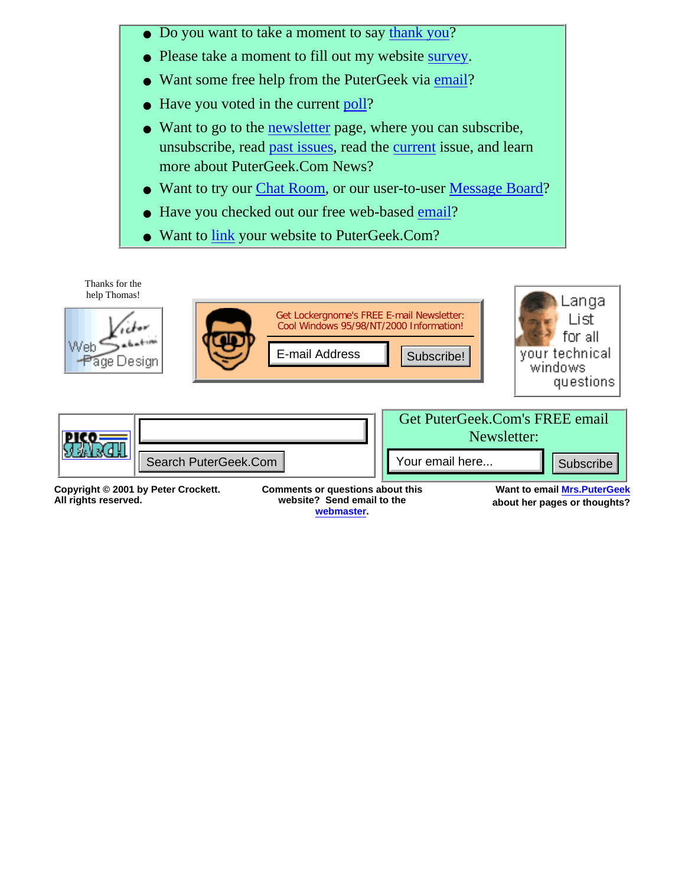- Do you want to take a moment to say thank you?
- Please take a moment to fill out my website survey.
- Want some free help from the PuterGeek via email?
- Have you voted in the current poll?
- Want to go to the newsletter page, where you can subscribe, unsubscribe, read past issues, read the current issue, and learn more about PuterGeek.Com News?
- Want to try our Chat Room, or our user-to-user Message Board?
- Have you checked out our free web-based email?
- Want to link your website to PuterGeek.Com?

Thanks for the help Thomas!

Victor Sabatini Web Page Design

Get Lockergnome's FREE E-mail Newsletter: Cool Windows 95/98/NT/2000 Information!

E-mail Address Subscribe!

Langa List for all your technical windows questions

PICO SEARCH

Search PuterGeek.Com

Get PuterGeek.Com's FREE email Newsletter:

Your email here... Subscribe

**Copyright © 2001 by Peter Crockett. All rights reserved.**

**Comments or questions about this website? Send email to the webmaster.**

**Want to email Mrs.PuterGeek about her pages or thoughts?**